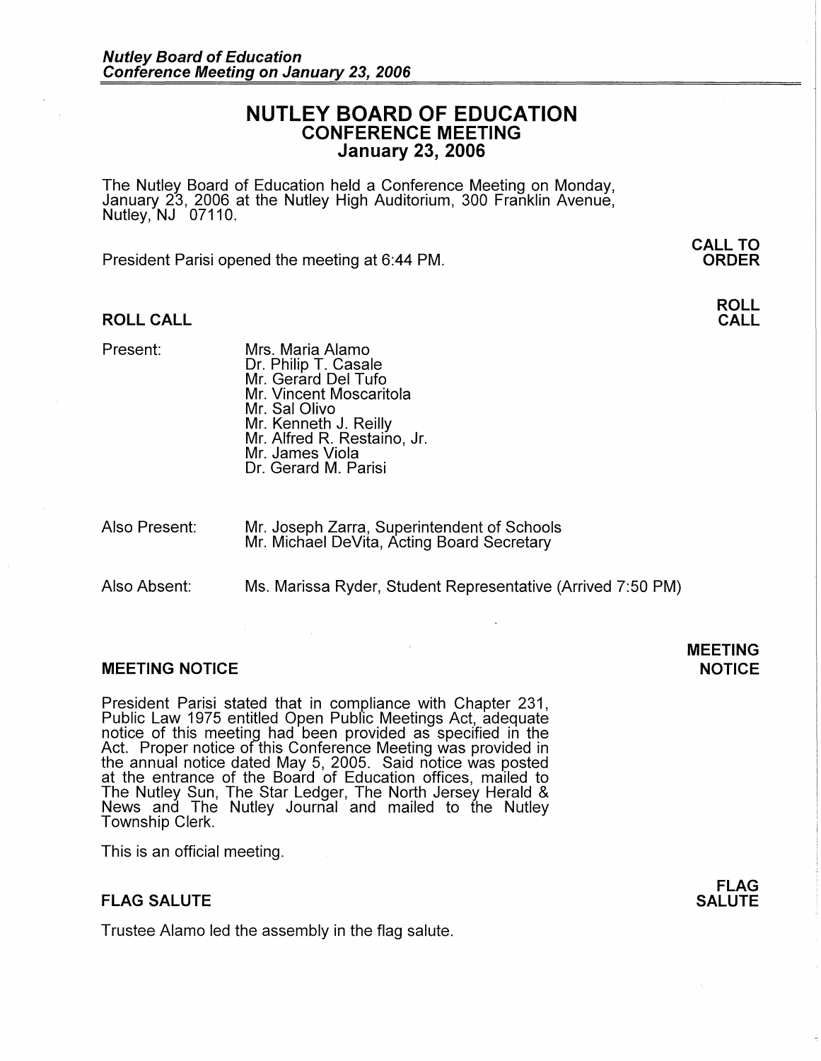# NUTLEY BOARD OF EDUCATION
## CONFERENCE MEETING
## January 23, 2006

The Nutley Board of Education held a Conference Meeting on Monday, January 23, 2006 at the Nutley High Auditorium, 300 Franklin Avenue, Nutley, NJ 07110.

**CALL TO ORDER**

President Parisi opened the meeting at 6:44 PM.

### ROLL CALL

Present:
- Mrs. Maria Alamo
- Dr. Philip T. Casale
- Mr. Gerard Del Tufo
- Mr. Vincent Moscaritola
- Mr. Sal Olivo
- Mr. Kenneth J. Reilly
- Mr. Alfred R. Restaino, Jr.
- Mr. James Viola
- Dr. Gerard M. Parisi

Also Present:
- Mr. Joseph Zarra, Superintendent of Schools
- Mr. Michael DeVita, Acting Board Secretary

Also Absent:
- Ms. Marissa Ryder, Student Representative (Arrived 7:50 PM)

### MEETING NOTICE

President Parisi stated that in compliance with Chapter 231, Public Law 1975 entitled Open Public Meetings Act, adequate notice of this meeting had been provided as specified in the Act. Proper notice of this Conference Meeting was provided in the annual notice dated May 5, 2005. Said notice was posted at the entrance of the Board of Education offices, mailed to The Nutley Sun, The Star Ledger, The North Jersey Herald & News and The Nutley Journal and mailed to the Nutley Township Clerk.

This is an official meeting.

### FLAG SALUTE

Trustee Alamo led the assembly in the flag salute.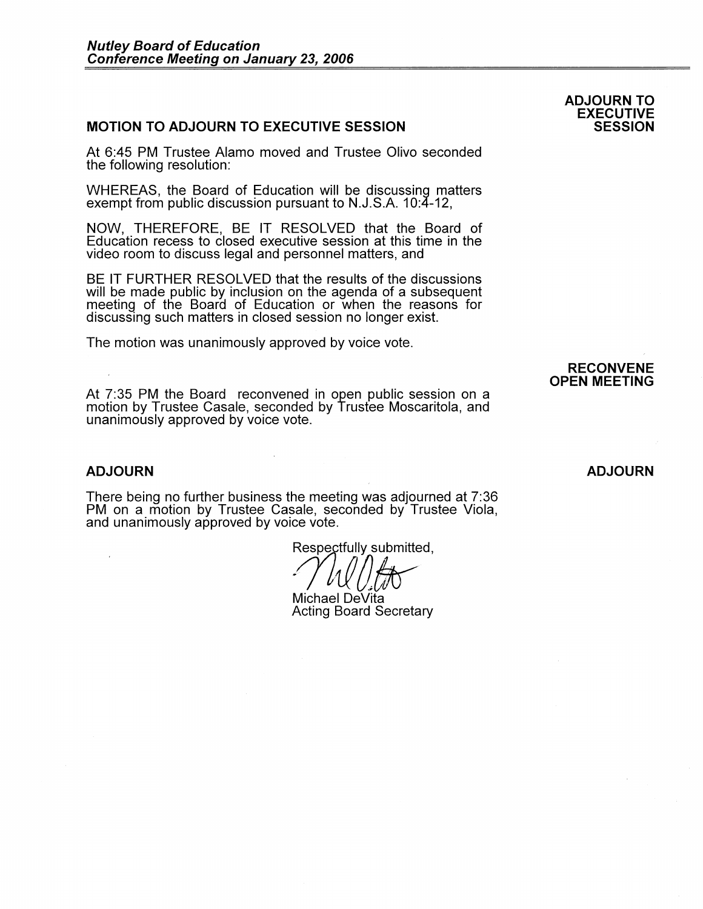## MOTION TO ADJOURN TO EXECUTIVE SESSION

**ADJOURN TO EXECUTIVE SESSION**

At 6:45 PM Trustee Alamo moved and Trustee Olivo seconded the following resolution:

WHEREAS, the Board of Education will be discussing matters exempt from public discussion pursuant to N.J.S.A. 10:4-12,

NOW, THEREFORE, BE IT RESOLVED that the Board of Education recess to closed executive session at this time in the video room to discuss legal and personnel matters, and

BE IT FURTHER RESOLVED that the results of the discussions will be made public by inclusion on the agenda of a subsequent meeting of the Board of Education or when the reasons for discussing such matters in closed session no longer exist.

The motion was unanimously approved by voice vote.

**RECONVENE OPEN MEETING**

At 7:35 PM the Board reconvened in open public session on a motion by Trustee Casale, seconded by Trustee Moscaritola, and unanimously approved by voice vote.

## ADJOURN

**ADJOURN**

There being no further business the meeting was adjourned at 7:36 PM on a motion by Trustee Casale, seconded by Trustee Viola, and unanimously approved by voice vote.

Respectfully submitted,

Michael DeVita
Acting Board Secretary